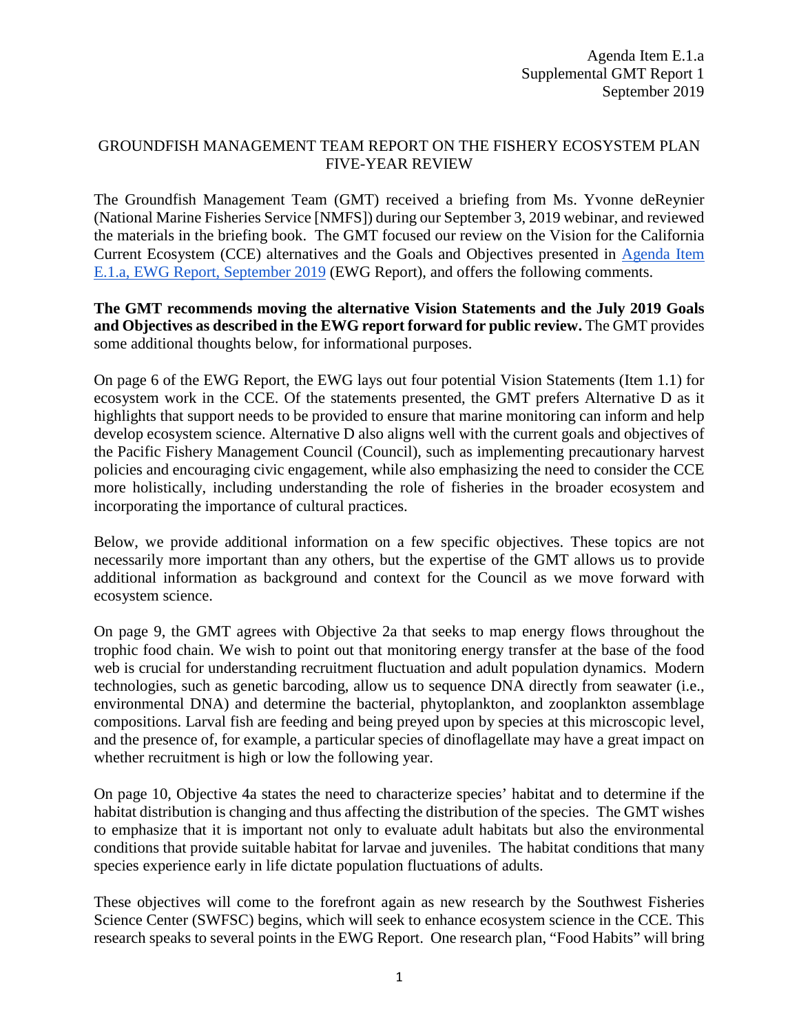Agenda Item E.1.a
Supplemental GMT Report 1
September 2019

# GROUNDFISH MANAGEMENT TEAM REPORT ON THE FISHERY ECOSYSTEM PLAN FIVE-YEAR REVIEW

The Groundfish Management Team (GMT) received a briefing from Ms. Yvonne deReynier (National Marine Fisheries Service [NMFS]) during our September 3, 2019 webinar, and reviewed the materials in the briefing book. The GMT focused our review on the Vision for the California Current Ecosystem (CCE) alternatives and the Goals and Objectives presented in Agenda Item E.1.a, EWG Report, September 2019 (EWG Report), and offers the following comments.

**The GMT recommends moving the alternative Vision Statements and the July 2019 Goals and Objectives as described in the EWG report forward for public review.** The GMT provides some additional thoughts below, for informational purposes.

On page 6 of the EWG Report, the EWG lays out four potential Vision Statements (Item 1.1) for ecosystem work in the CCE. Of the statements presented, the GMT prefers Alternative D as it highlights that support needs to be provided to ensure that marine monitoring can inform and help develop ecosystem science. Alternative D also aligns well with the current goals and objectives of the Pacific Fishery Management Council (Council), such as implementing precautionary harvest policies and encouraging civic engagement, while also emphasizing the need to consider the CCE more holistically, including understanding the role of fisheries in the broader ecosystem and incorporating the importance of cultural practices.

Below, we provide additional information on a few specific objectives. These topics are not necessarily more important than any others, but the expertise of the GMT allows us to provide additional information as background and context for the Council as we move forward with ecosystem science.

On page 9, the GMT agrees with Objective 2a that seeks to map energy flows throughout the trophic food chain. We wish to point out that monitoring energy transfer at the base of the food web is crucial for understanding recruitment fluctuation and adult population dynamics. Modern technologies, such as genetic barcoding, allow us to sequence DNA directly from seawater (i.e., environmental DNA) and determine the bacterial, phytoplankton, and zooplankton assemblage compositions. Larval fish are feeding and being preyed upon by species at this microscopic level, and the presence of, for example, a particular species of dinoflagellate may have a great impact on whether recruitment is high or low the following year.

On page 10, Objective 4a states the need to characterize species' habitat and to determine if the habitat distribution is changing and thus affecting the distribution of the species. The GMT wishes to emphasize that it is important not only to evaluate adult habitats but also the environmental conditions that provide suitable habitat for larvae and juveniles. The habitat conditions that many species experience early in life dictate population fluctuations of adults.

These objectives will come to the forefront again as new research by the Southwest Fisheries Science Center (SWFSC) begins, which will seek to enhance ecosystem science in the CCE. This research speaks to several points in the EWG Report. One research plan, "Food Habits" will bring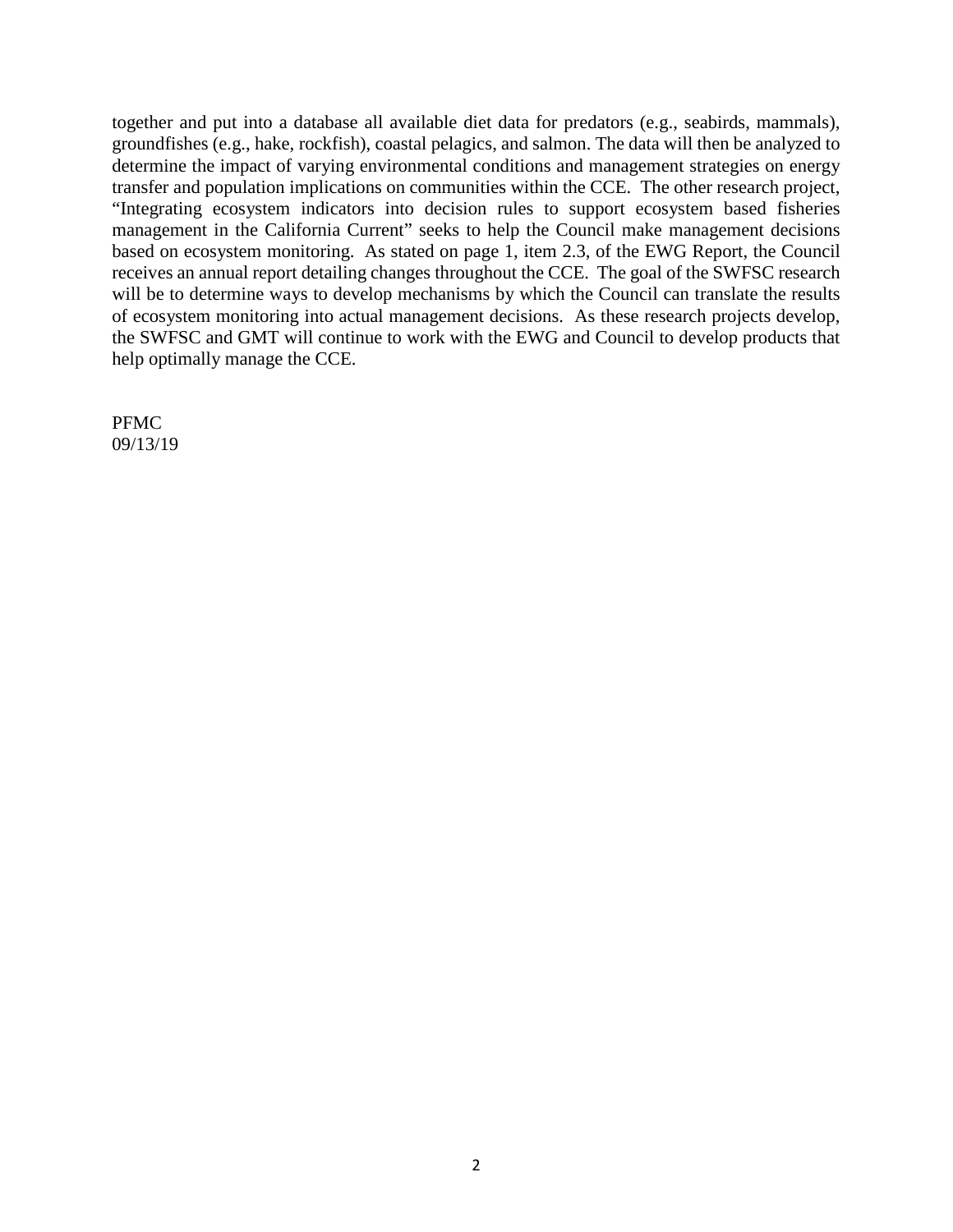together and put into a database all available diet data for predators (e.g., seabirds, mammals), groundfishes (e.g., hake, rockfish), coastal pelagics, and salmon. The data will then be analyzed to determine the impact of varying environmental conditions and management strategies on energy transfer and population implications on communities within the CCE. The other research project, "Integrating ecosystem indicators into decision rules to support ecosystem based fisheries management in the California Current" seeks to help the Council make management decisions based on ecosystem monitoring. As stated on page 1, item 2.3, of the EWG Report, the Council receives an annual report detailing changes throughout the CCE. The goal of the SWFSC research will be to determine ways to develop mechanisms by which the Council can translate the results of ecosystem monitoring into actual management decisions. As these research projects develop, the SWFSC and GMT will continue to work with the EWG and Council to develop products that help optimally manage the CCE.

PFMC
09/13/19